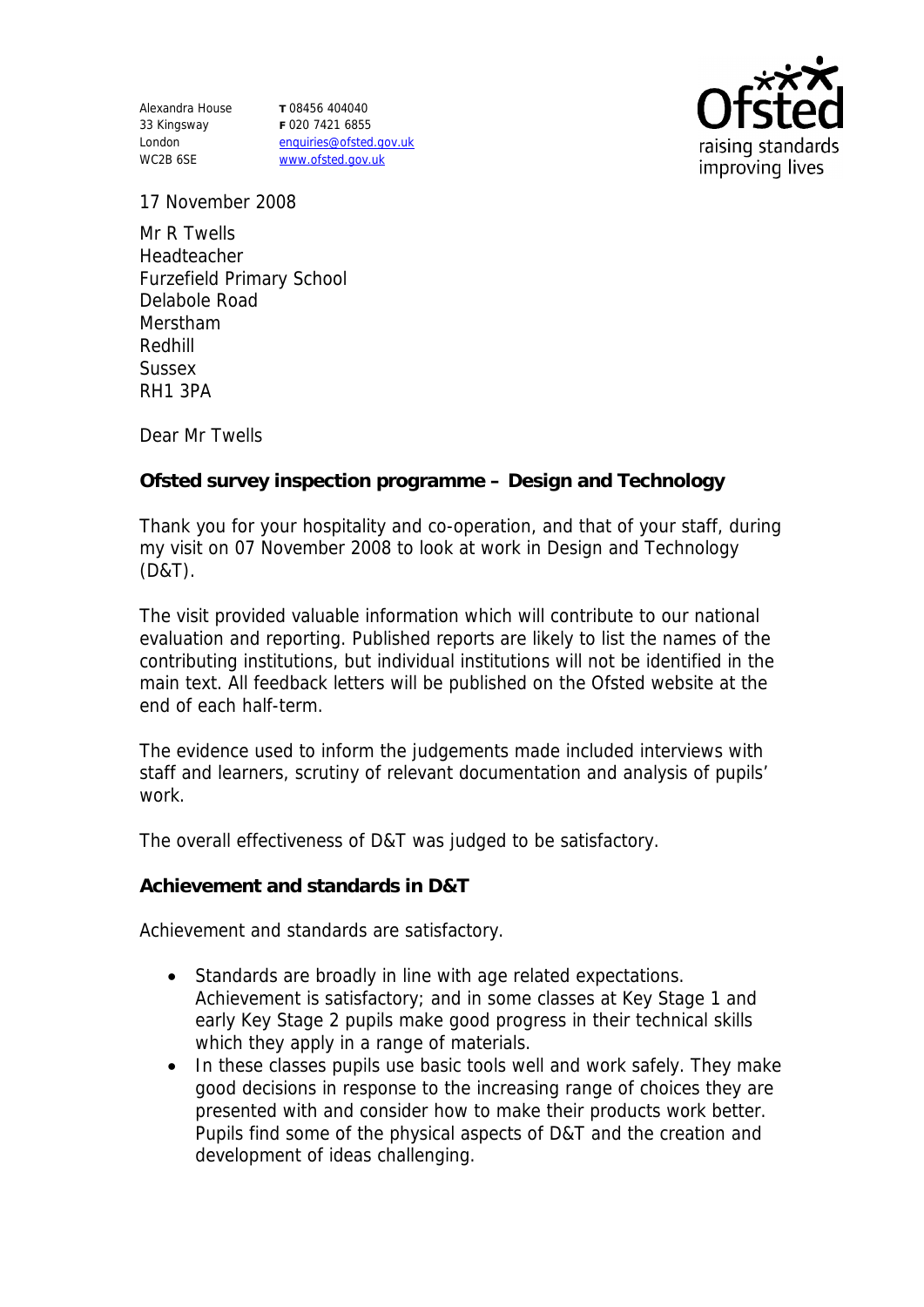Alexandra House
33 Kingsway
London
WC2B 6SE

T 08456 404040
F 020 7421 6855
enquiries@ofsted.gov.uk
www.ofsted.gov.uk

Ofsted
raising standards
improving lives

17 November 2008

Mr R Twells
Headteacher
Furzefield Primary School
Delabole Road
Merstham
Redhill
Sussex
RH1 3PA

Dear Mr Twells

**Ofsted survey inspection programme – Design and Technology**

Thank you for your hospitality and co-operation, and that of your staff, during my visit on 07 November 2008 to look at work in Design and Technology (D&T).

The visit provided valuable information which will contribute to our national evaluation and reporting. Published reports are likely to list the names of the contributing institutions, but individual institutions will not be identified in the main text. All feedback letters will be published on the Ofsted website at the end of each half-term.

The evidence used to inform the judgements made included interviews with staff and learners, scrutiny of relevant documentation and analysis of pupils' work.

The overall effectiveness of D&T was judged to be satisfactory.

**Achievement and standards in D&T**

Achievement and standards are satisfactory.

- Standards are broadly in line with age related expectations. Achievement is satisfactory; and in some classes at Key Stage 1 and early Key Stage 2 pupils make good progress in their technical skills which they apply in a range of materials.
- In these classes pupils use basic tools well and work safely. They make good decisions in response to the increasing range of choices they are presented with and consider how to make their products work better. Pupils find some of the physical aspects of D&T and the creation and development of ideas challenging.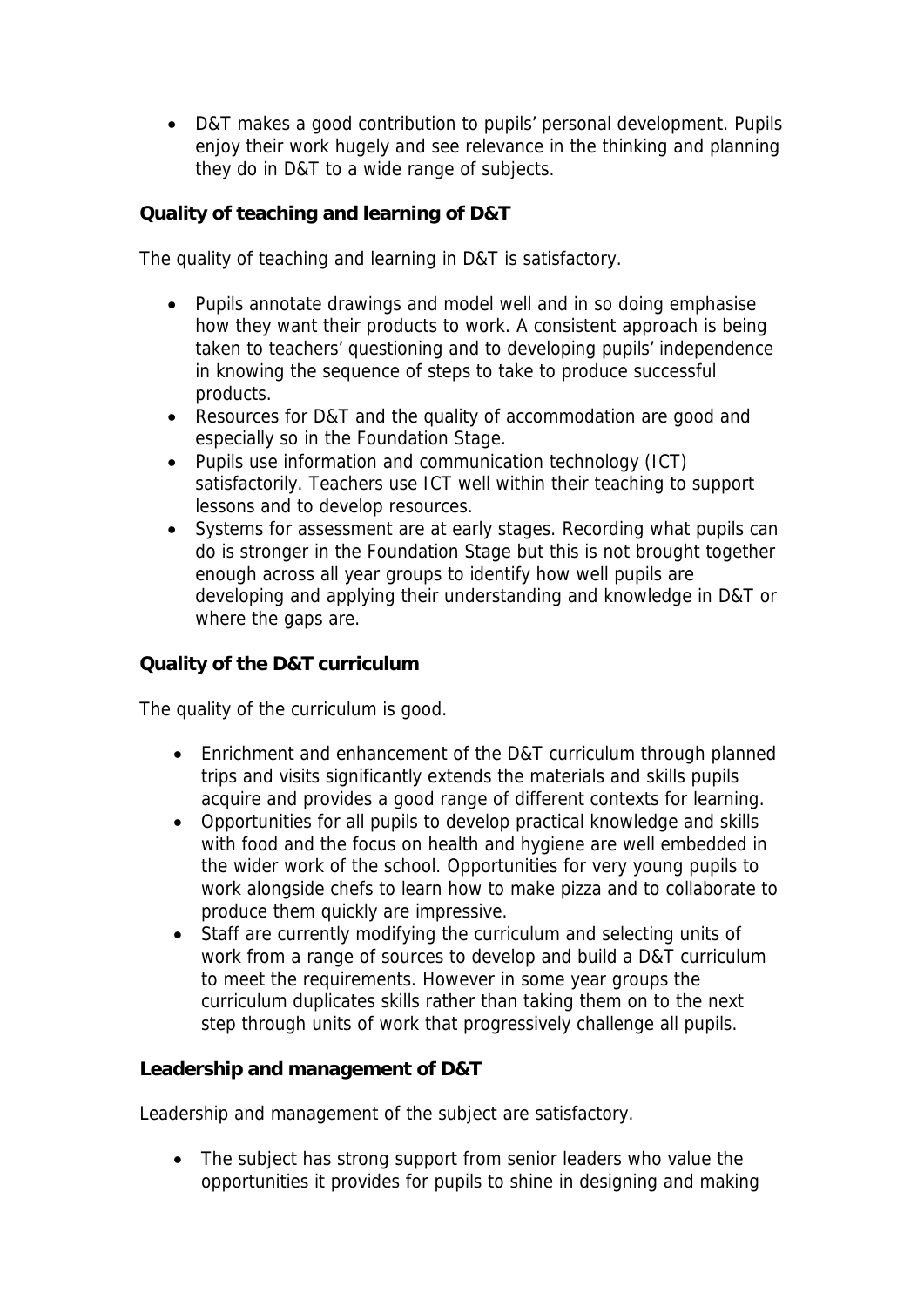- D&T makes a good contribution to pupils' personal development. Pupils enjoy their work hugely and see relevance in the thinking and planning they do in D&T to a wide range of subjects.

**Quality of teaching and learning of D&T**

The quality of teaching and learning in D&T is satisfactory.

- Pupils annotate drawings and model well and in so doing emphasise how they want their products to work. A consistent approach is being taken to teachers' questioning and to developing pupils' independence in knowing the sequence of steps to take to produce successful products.
- Resources for D&T and the quality of accommodation are good and especially so in the Foundation Stage.
- Pupils use information and communication technology (ICT) satisfactorily. Teachers use ICT well within their teaching to support lessons and to develop resources.
- Systems for assessment are at early stages. Recording what pupils can do is stronger in the Foundation Stage but this is not brought together enough across all year groups to identify how well pupils are developing and applying their understanding and knowledge in D&T or where the gaps are.

**Quality of the D&T curriculum**

The quality of the curriculum is good.

- Enrichment and enhancement of the D&T curriculum through planned trips and visits significantly extends the materials and skills pupils acquire and provides a good range of different contexts for learning.
- Opportunities for all pupils to develop practical knowledge and skills with food and the focus on health and hygiene are well embedded in the wider work of the school. Opportunities for very young pupils to work alongside chefs to learn how to make pizza and to collaborate to produce them quickly are impressive.
- Staff are currently modifying the curriculum and selecting units of work from a range of sources to develop and build a D&T curriculum to meet the requirements. However in some year groups the curriculum duplicates skills rather than taking them on to the next step through units of work that progressively challenge all pupils.

**Leadership and management of D&T**

Leadership and management of the subject are satisfactory.

- The subject has strong support from senior leaders who value the opportunities it provides for pupils to shine in designing and making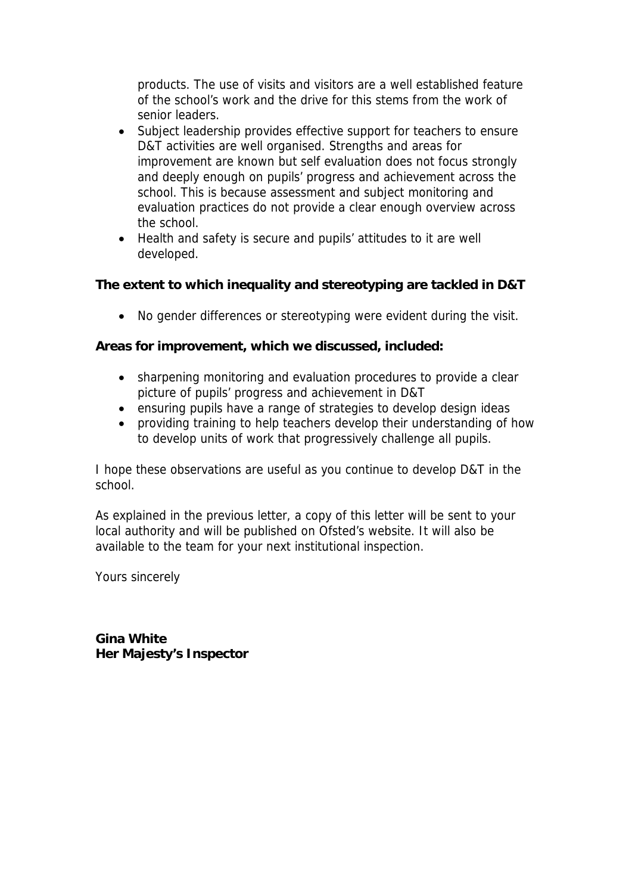products. The use of visits and visitors are a well established feature of the school's work and the drive for this stems from the work of senior leaders.

- Subject leadership provides effective support for teachers to ensure D&T activities are well organised. Strengths and areas for improvement are known but self evaluation does not focus strongly and deeply enough on pupils' progress and achievement across the school. This is because assessment and subject monitoring and evaluation practices do not provide a clear enough overview across the school.
- Health and safety is secure and pupils' attitudes to it are well developed.

**The extent to which inequality and stereotyping are tackled in D&T**

- No gender differences or stereotyping were evident during the visit.

**Areas for improvement, which we discussed, included:**

- sharpening monitoring and evaluation procedures to provide a clear picture of pupils' progress and achievement in D&T
- ensuring pupils have a range of strategies to develop design ideas
- providing training to help teachers develop their understanding of how to develop units of work that progressively challenge all pupils.

I hope these observations are useful as you continue to develop D&T in the school.

As explained in the previous letter, a copy of this letter will be sent to your local authority and will be published on Ofsted's website. It will also be available to the team for your next institutional inspection.

Yours sincerely

**Gina White**
**Her Majesty's Inspector**